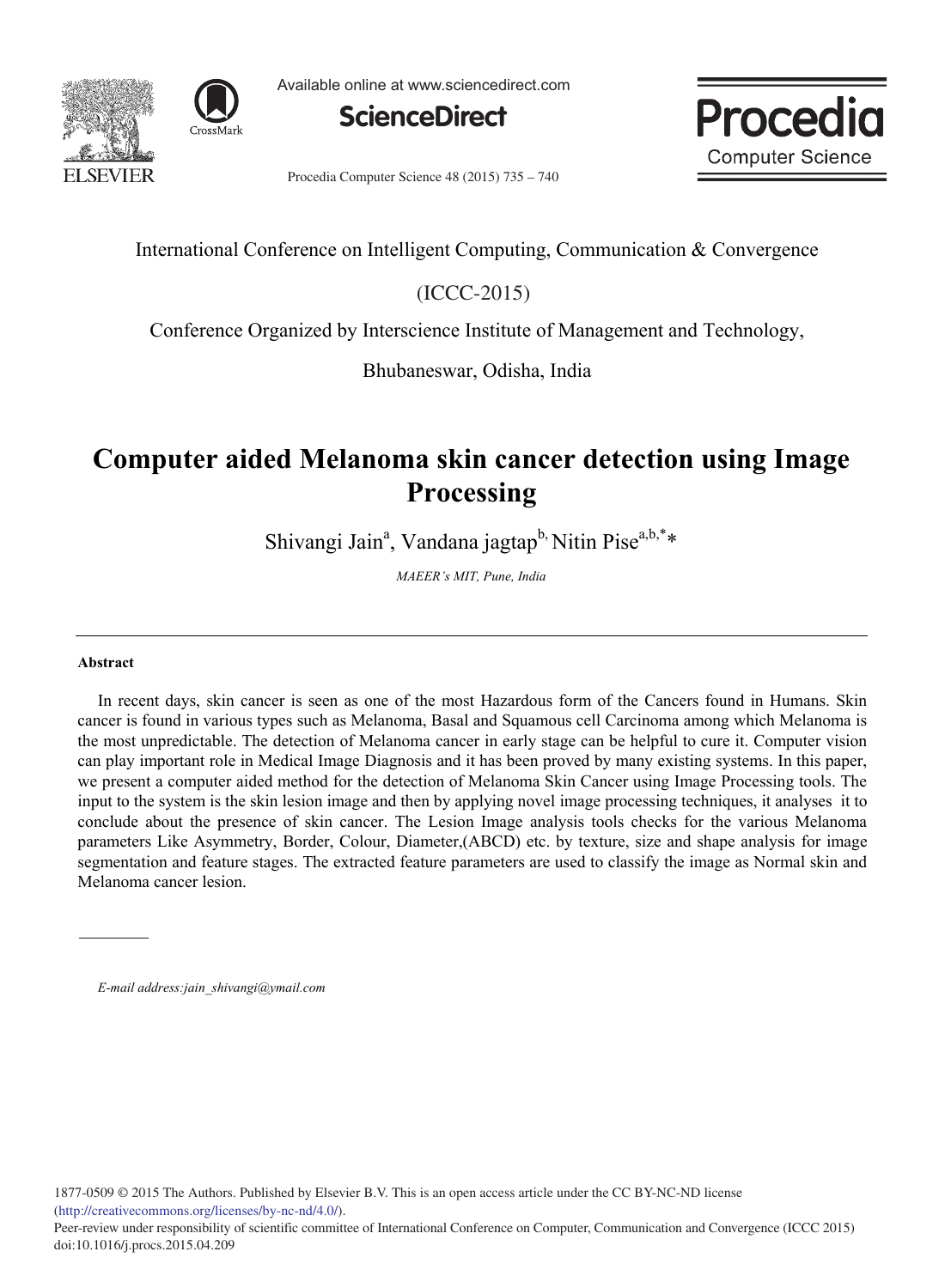International Conference on Intelligent Computing, Communication & Convergence

(ICCC-2015)

Conference Organized by Interscience Institute of Management and Technology,

Bhubaneswar, Odisha, India

# Computer aided Melanoma skin cancer detection using Image Processing

Shivangi Jain[a], Vandana jagtap[b,] Nitin Pise[a,b,*]*

*MAEER's MIT, Pune, India*

---

### Abstract

In recent days, skin cancer is seen as one of the most Hazardous form of the Cancers found in Humans. Skin cancer is found in various types such as Melanoma, Basal and Squamous cell Carcinoma among which Melanoma is the most unpredictable. The detection of Melanoma cancer in early stage can be helpful to cure it. Computer vision can play important role in Medical Image Diagnosis and it has been proved by many existing systems. In this paper, we present a computer aided method for the detection of Melanoma Skin Cancer using Image Processing tools. The input to the system is the skin lesion image and then by applying novel image processing techniques, it analyses it to conclude about the presence of skin cancer. The Lesion Image analysis tools checks for the various Melanoma parameters Like Asymmetry, Border, Colour, Diameter,(ABCD) etc. by texture, size and shape analysis for image segmentation and feature stages. The extracted feature parameters are used to classify the image as Normal skin and Melanoma cancer lesion.

---

*E-mail address:jain_shivangi@ymail.com*

1877-0509 © 2015 The Authors. Published by Elsevier B.V. This is an open access article under the CC BY-NC-ND license (http://creativecommons.org/licenses/by-nc-nd/4.0/).
Peer-review under responsibility of scientific committee of International Conference on Computer, Communication and Convergence (ICCC 2015)
doi:10.1016/j.procs.2015.04.209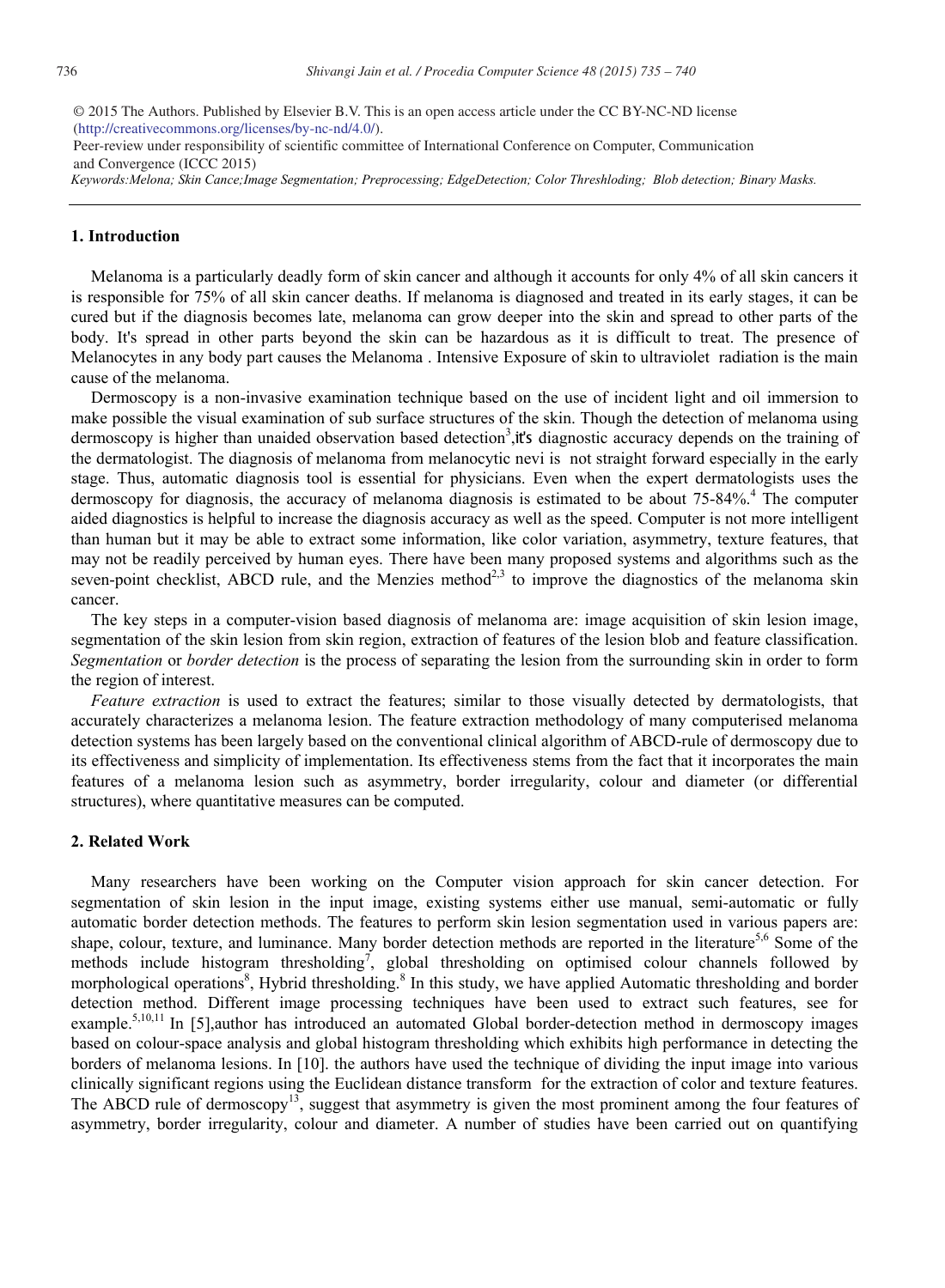© 2015 The Authors. Published by Elsevier B.V. This is an open access article under the CC BY-NC-ND license (http://creativecommons.org/licenses/by-nc-nd/4.0/).
Peer-review under responsibility of scientific committee of International Conference on Computer, Communication and Convergence (ICCC 2015)

*Keywords:Melona; Skin Cance;Image Segmentation; Preprocessing; EdgeDetection; Color Threshloding; Blob detection; Binary Masks.*

## 1. Introduction

Melanoma is a particularly deadly form of skin cancer and although it accounts for only 4% of all skin cancers it is responsible for 75% of all skin cancer deaths. If melanoma is diagnosed and treated in its early stages, it can be cured but if the diagnosis becomes late, melanoma can grow deeper into the skin and spread to other parts of the body. It's spread in other parts beyond the skin can be hazardous as it is difficult to treat. The presence of Melanocytes in any body part causes the Melanoma . Intensive Exposure of skin to ultraviolet radiation is the main cause of the melanoma.

Dermoscopy is a non-invasive examination technique based on the use of incident light and oil immersion to make possible the visual examination of sub surface structures of the skin. Though the detection of melanoma using dermoscopy is higher than unaided observation based detection[3],it's diagnostic accuracy depends on the training of the dermatologist. The diagnosis of melanoma from melanocytic nevi is not straight forward especially in the early stage. Thus, automatic diagnosis tool is essential for physicians. Even when the expert dermatologists uses the dermoscopy for diagnosis, the accuracy of melanoma diagnosis is estimated to be about 75-84%.[4] The computer aided diagnostics is helpful to increase the diagnosis accuracy as well as the speed. Computer is not more intelligent than human but it may be able to extract some information, like color variation, asymmetry, texture features, that may not be readily perceived by human eyes. There have been many proposed systems and algorithms such as the seven-point checklist, ABCD rule, and the Menzies method[2,3] to improve the diagnostics of the melanoma skin cancer.

The key steps in a computer-vision based diagnosis of melanoma are: image acquisition of skin lesion image, segmentation of the skin lesion from skin region, extraction of features of the lesion blob and feature classification. *Segmentation* or *border detection* is the process of separating the lesion from the surrounding skin in order to form the region of interest.

*Feature extraction* is used to extract the features; similar to those visually detected by dermatologists, that accurately characterizes a melanoma lesion. The feature extraction methodology of many computerised melanoma detection systems has been largely based on the conventional clinical algorithm of ABCD-rule of dermoscopy due to its effectiveness and simplicity of implementation. Its effectiveness stems from the fact that it incorporates the main features of a melanoma lesion such as asymmetry, border irregularity, colour and diameter (or differential structures), where quantitative measures can be computed.

## 2. Related Work

Many researchers have been working on the Computer vision approach for skin cancer detection. For segmentation of skin lesion in the input image, existing systems either use manual, semi-automatic or fully automatic border detection methods. The features to perform skin lesion segmentation used in various papers are: shape, colour, texture, and luminance. Many border detection methods are reported in the literature[5,6] Some of the methods include histogram thresholding[7], global thresholding on optimised colour channels followed by morphological operations[8], Hybrid thresholding.[8] In this study, we have applied Automatic thresholding and border detection method. Different image processing techniques have been used to extract such features, see for example.[5,10,11] In [5],author has introduced an automated Global border-detection method in dermoscopy images based on colour-space analysis and global histogram thresholding which exhibits high performance in detecting the borders of melanoma lesions. In [10]. the authors have used the technique of dividing the input image into various clinically significant regions using the Euclidean distance transform for the extraction of color and texture features. The ABCD rule of dermoscopy[13], suggest that asymmetry is given the most prominent among the four features of asymmetry, border irregularity, colour and diameter. A number of studies have been carried out on quantifying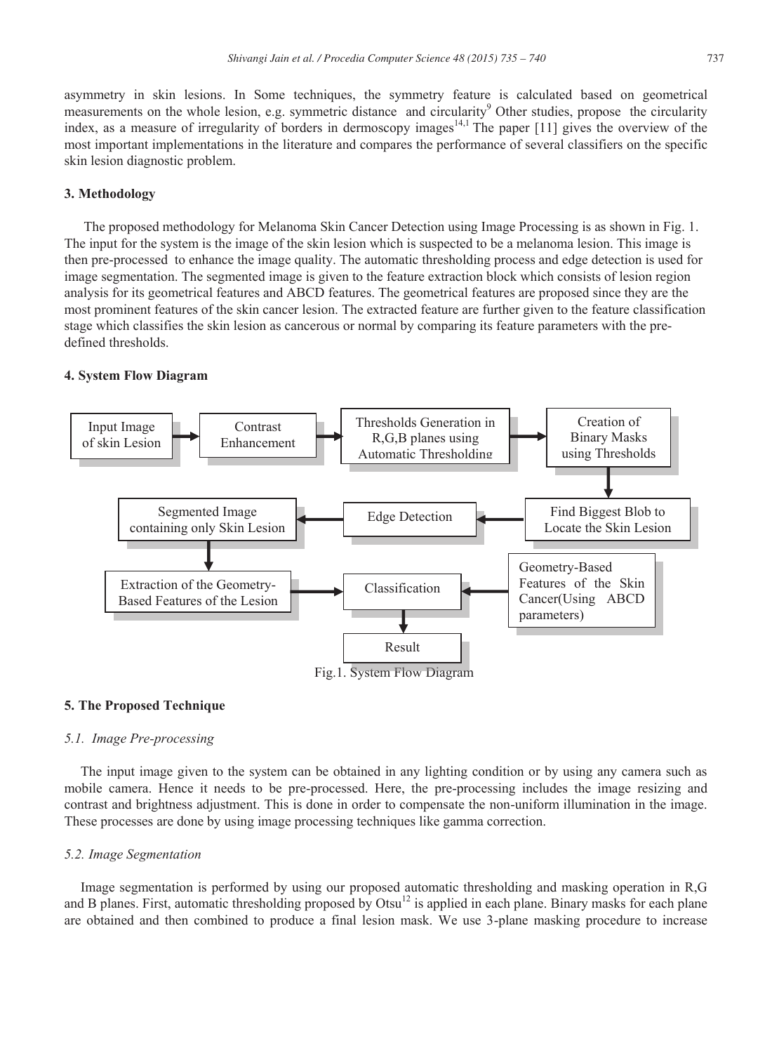asymmetry in skin lesions. In Some techniques, the symmetry feature is calculated based on geometrical measurements on the whole lesion, e.g. symmetric distance and circularity[9] Other studies, propose the circularity index, as a measure of irregularity of borders in dermoscopy images[14,1] The paper [11] gives the overview of the most important implementations in the literature and compares the performance of several classifiers on the specific skin lesion diagnostic problem.

## 3. Methodology

The proposed methodology for Melanoma Skin Cancer Detection using Image Processing is as shown in Fig. 1. The input for the system is the image of the skin lesion which is suspected to be a melanoma lesion. This image is then pre-processed to enhance the image quality. The automatic thresholding process and edge detection is used for image segmentation. The segmented image is given to the feature extraction block which consists of lesion region analysis for its geometrical features and ABCD features. The geometrical features are proposed since they are the most prominent features of the skin cancer lesion. The extracted feature are further given to the feature classification stage which classifies the skin lesion as cancerous or normal by comparing its feature parameters with the pre-defined thresholds.

## 4. System Flow Diagram

Input Image of skin Lesion → Contrast Enhancement → Thresholds Generation in R,G,B planes using Automatic Thresholding → Creation of Binary Masks using Thresholds → Find Biggest Blob to Locate the Skin Lesion → Edge Detection → Segmented Image containing only Skin Lesion → Extraction of the Geometry-Based Features of the Lesion → Classification (← Geometry-Based Features of the Skin Cancer(Using ABCD parameters)) → Result

Fig.1. System Flow Diagram

## 5. The Proposed Technique

### *5.1. Image Pre-processing*

The input image given to the system can be obtained in any lighting condition or by using any camera such as mobile camera. Hence it needs to be pre-processed. Here, the pre-processing includes the image resizing and contrast and brightness adjustment. This is done in order to compensate the non-uniform illumination in the image. These processes are done by using image processing techniques like gamma correction.

### *5.2. Image Segmentation*

Image segmentation is performed by using our proposed automatic thresholding and masking operation in R,G and B planes. First, automatic thresholding proposed by Otsu[12] is applied in each plane. Binary masks for each plane are obtained and then combined to produce a final lesion mask. We use 3-plane masking procedure to increase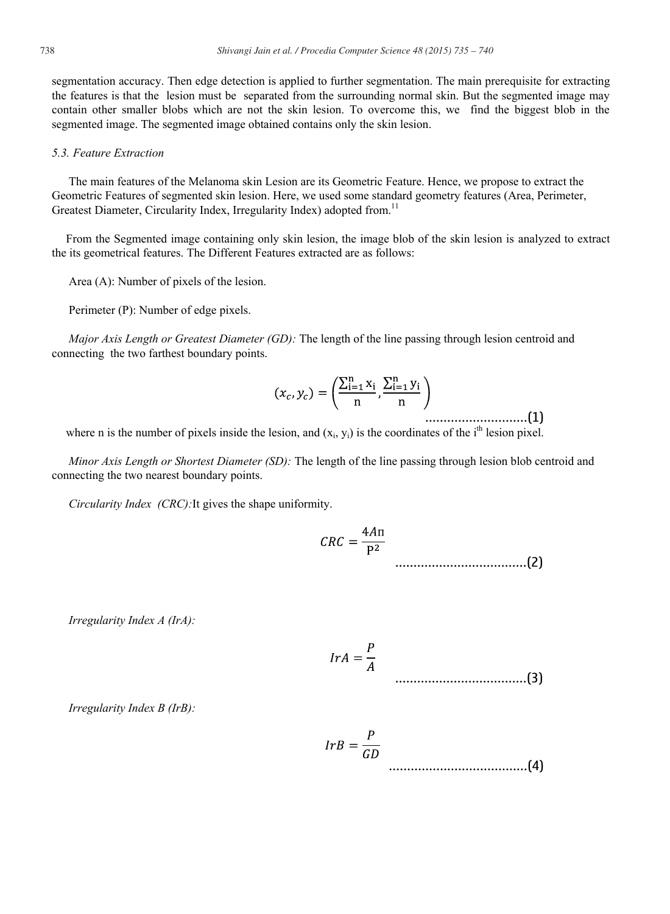segmentation accuracy. Then edge detection is applied to further segmentation. The main prerequisite for extracting the features is that the lesion must be separated from the surrounding normal skin. But the segmented image may contain other smaller blobs which are not the skin lesion. To overcome this, we find the biggest blob in the segmented image. The segmented image obtained contains only the skin lesion.

### *5.3. Feature Extraction*

The main features of the Melanoma skin Lesion are its Geometric Feature. Hence, we propose to extract the Geometric Features of segmented skin lesion. Here, we used some standard geometry features (Area, Perimeter, Greatest Diameter, Circularity Index, Irregularity Index) adopted from.[11]

From the Segmented image containing only skin lesion, the image blob of the skin lesion is analyzed to extract the its geometrical features. The Different Features extracted are as follows:

Area (A): Number of pixels of the lesion.

Perimeter (P): Number of edge pixels.

*Major Axis Length or Greatest Diameter (GD):* The length of the line passing through lesion centroid and connecting the two farthest boundary points.

$$(x_c, y_c) = \left( \frac{\sum_{i=1}^{n} x_i}{n}, \frac{\sum_{i=1}^{n} y_i}{n} \right) \quad \text{.........................(1)}$$

where n is the number of pixels inside the lesion, and $(x_i, y_i)$ is the coordinates of the $i^{th}$ lesion pixel.

*Minor Axis Length or Shortest Diameter (SD):* The length of the line passing through lesion blob centroid and connecting the two nearest boundary points.

*Circularity Index (CRC):* It gives the shape uniformity.

$$CRC = \frac{4A\pi}{P^2} \quad \text{.................................(2)}$$

*Irregularity Index A (IrA):*

$$IrA = \frac{P}{A} \quad \text{.................................(3)}$$

*Irregularity Index B (IrB):*

$$IrB = \frac{P}{GD} \quad \text{...................................(4)}$$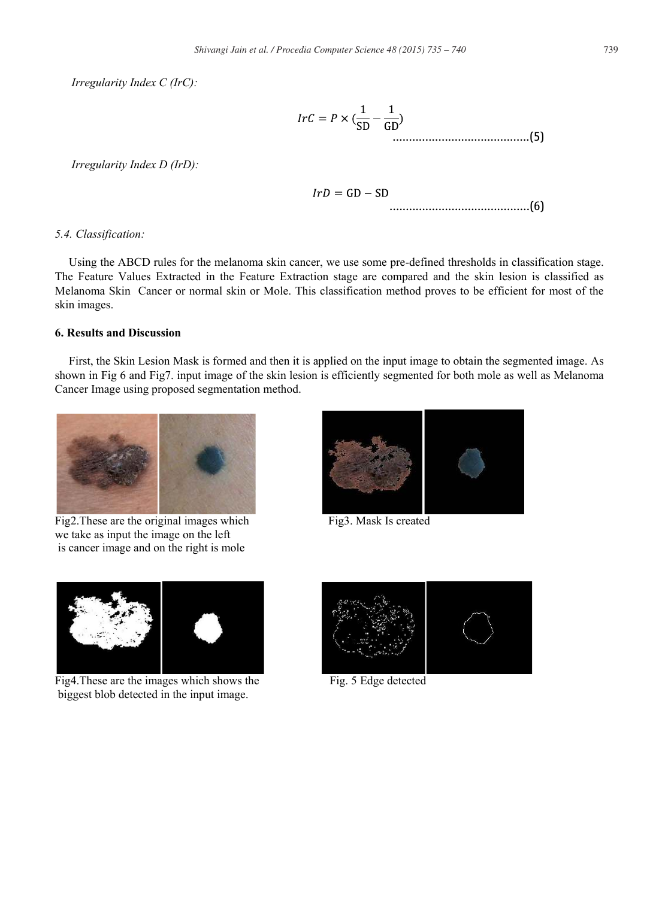*Irregularity Index C (IrC):*

$$IrC = P \times \left(\frac{1}{SD} - \frac{1}{GD}\right) \quad \text{.........................................(5)}$$

*Irregularity Index D (IrD):*

$$IrD = GD - SD \quad \text{...........................................(6)}$$

*5.4. Classification:*

Using the ABCD rules for the melanoma skin cancer, we use some pre-defined thresholds in classification stage. The Feature Values Extracted in the Feature Extraction stage are compared and the skin lesion is classified as Melanoma Skin Cancer or normal skin or Mole. This classification method proves to be efficient for most of the skin images.

**6. Results and Discussion**

First, the Skin Lesion Mask is formed and then it is applied on the input image to obtain the segmented image. As shown in Fig 6 and Fig7. input image of the skin lesion is efficiently segmented for both mole as well as Melanoma Cancer Image using proposed segmentation method.

Fig2.These are the original images which we take as input the image on the left is cancer image and on the right is mole

Fig3. Mask Is created

Fig4.These are the images which shows the biggest blob detected in the input image.

Fig. 5 Edge detected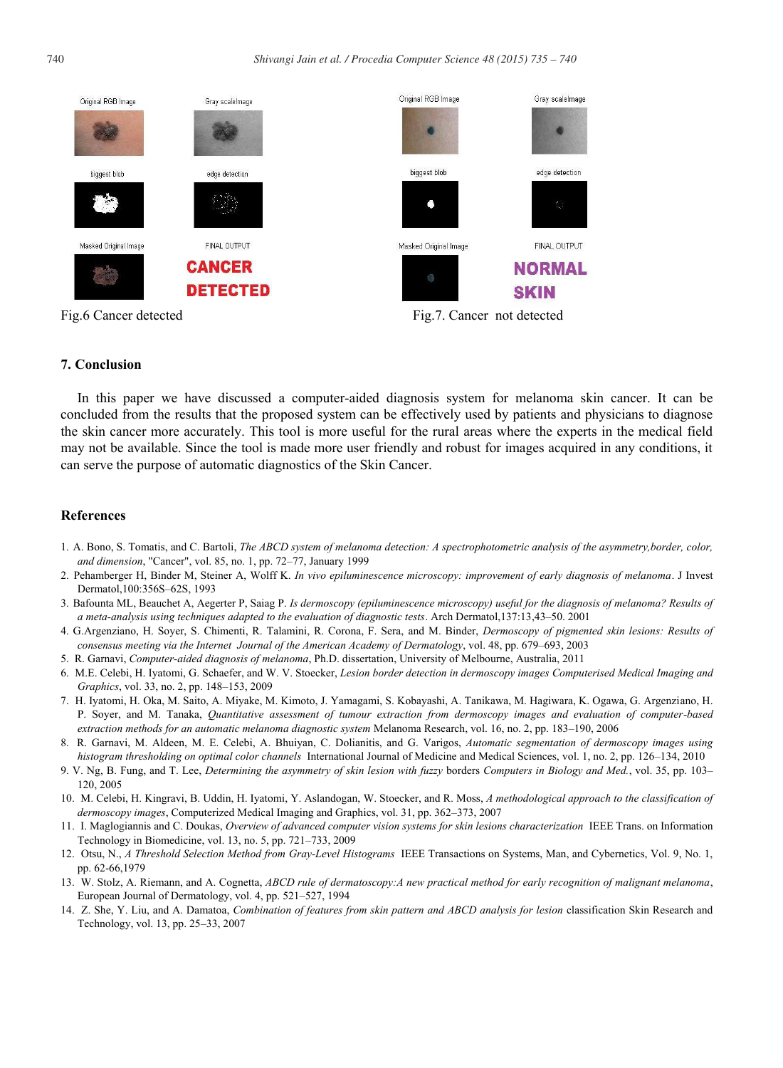Original RGB Image

Gray scaleImage

biggest blob

edge detection

Masked Original Image

FINAL OUTPUT

CANCER DETECTED

Fig.6 Cancer detected

Original RGB Image

Gray scaleImage

biggest blob

edge detection

Masked Original Image

FINAL OUTPUT

NORMAL SKIN

Fig.7. Cancer not detected

## 7. Conclusion

In this paper we have discussed a computer-aided diagnosis system for melanoma skin cancer. It can be concluded from the results that the proposed system can be effectively used by patients and physicians to diagnose the skin cancer more accurately. This tool is more useful for the rural areas where the experts in the medical field may not be available. Since the tool is made more user friendly and robust for images acquired in any conditions, it can serve the purpose of automatic diagnostics of the Skin Cancer.

## References

1. A. Bono, S. Tomatis, and C. Bartoli, *The ABCD system of melanoma detection: A spectrophotometric analysis of the asymmetry,border, color, and dimension*, "Cancer", vol. 85, no. 1, pp. 72–77, January 1999
2. Pehamberger H, Binder M, Steiner A, Wolff K. *In vivo epiluminescence microscopy: improvement of early diagnosis of melanoma*. J Invest Dermatol,100:356S–62S, 1993
3. Bafounta ML, Beauchet A, Aegerter P, Saiag P. *Is dermoscopy (epiluminescence microscopy) useful for the diagnosis of melanoma? Results of a meta-analysis using techniques adapted to the evaluation of diagnostic tests*. Arch Dermatol,137:13,43–50. 2001
4. G.Argenziano, H. Soyer, S. Chimenti, R. Talamini, R. Corona, F. Sera, and M. Binder, *Dermoscopy of pigmented skin lesions: Results of consensus meeting via the Internet Journal of the American Academy of Dermatology*, vol. 48, pp. 679–693, 2003
5. R. Garnavi, *Computer-aided diagnosis of melanoma*, Ph.D. dissertation, University of Melbourne, Australia, 2011
6. M.E. Celebi, H. Iyatomi, G. Schaefer, and W. V. Stoecker, *Lesion border detection in dermoscopy images Computerised Medical Imaging and Graphics*, vol. 33, no. 2, pp. 148–153, 2009
7. H. Iyatomi, H. Oka, M. Saito, A. Miyake, M. Kimoto, J. Yamagami, S. Kobayashi, A. Tanikawa, M. Hagiwara, K. Ogawa, G. Argenziano, H. P. Soyer, and M. Tanaka, *Quantitative assessment of tumour extraction from dermoscopy images and evaluation of computer-based extraction methods for an automatic melanoma diagnostic system* Melanoma Research, vol. 16, no. 2, pp. 183–190, 2006
8. R. Garnavi, M. Aldeen, M. E. Celebi, A. Bhuiyan, C. Dolianitis, and G. Varigos, *Automatic segmentation of dermoscopy images using histogram thresholding on optimal color channels* International Journal of Medicine and Medical Sciences, vol. 1, no. 2, pp. 126–134, 2010
9. V. Ng, B. Fung, and T. Lee, *Determining the asymmetry of skin lesion with fuzzy* borders *Computers in Biology and Med.*, vol. 35, pp. 103–120, 2005
10. M. Celebi, H. Kingravi, B. Uddin, H. Iyatomi, Y. Aslandogan, W. Stoecker, and R. Moss, *A methodological approach to the classification of dermoscopy images*, Computerized Medical Imaging and Graphics, vol. 31, pp. 362–373, 2007
11. I. Maglogiannis and C. Doukas, *Overview of advanced computer vision systems for skin lesions characterization* IEEE Trans. on Information Technology in Biomedicine, vol. 13, no. 5, pp. 721–733, 2009
12. Otsu, N., *A Threshold Selection Method from Gray-Level Histograms* IEEE Transactions on Systems, Man, and Cybernetics, Vol. 9, No. 1, pp. 62-66,1979
13. W. Stolz, A. Riemann, and A. Cognetta, *ABCD rule of dermatoscopy:A new practical method for early recognition of malignant melanoma*, European Journal of Dermatology, vol. 4, pp. 521–527, 1994
14. Z. She, Y. Liu, and A. Damatoa, *Combination of features from skin pattern and ABCD analysis for lesion* classification Skin Research and Technology, vol. 13, pp. 25–33, 2007